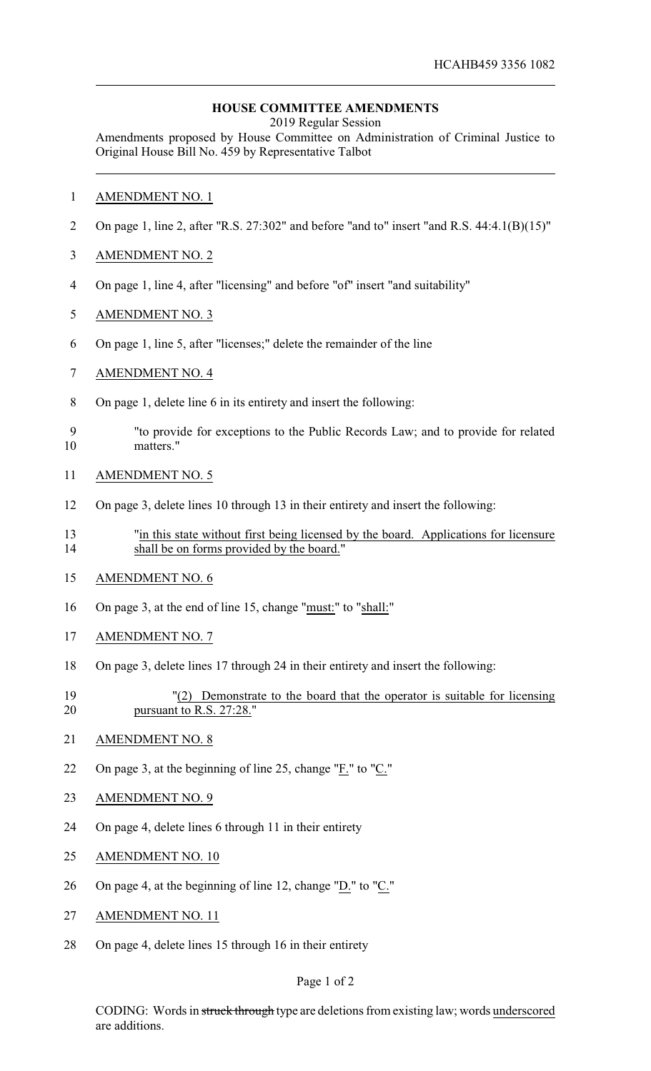HCAHB459 3356 1082

## HOUSE COMMITTEE AMENDMENTS

2019 Regular Session

Amendments proposed by House Committee on Administration of Criminal Justice to Original House Bill No. 459 by Representative Talbot

AMENDMENT NO. 1

On page 1, line 2, after "R.S. 27:302" and before "and to" insert "and R.S. 44:4.1(B)(15)"

AMENDMENT NO. 2

On page 1, line 4, after "licensing" and before "of" insert "and suitability"

AMENDMENT NO. 3

On page 1, line 5, after "licenses;" delete the remainder of the line

AMENDMENT NO. 4

On page 1, delete line 6 in its entirety and insert the following:

"to provide for exceptions to the Public Records Law; and to provide for related matters."

AMENDMENT NO. 5

On page 3, delete lines 10 through 13 in their entirety and insert the following:

"in this state without first being licensed by the board. Applications for licensure shall be on forms provided by the board."

AMENDMENT NO. 6

On page 3, at the end of line 15, change "must:" to "shall:"

AMENDMENT NO. 7

On page 3, delete lines 17 through 24 in their entirety and insert the following:

"(2) Demonstrate to the board that the operator is suitable for licensing pursuant to R.S. 27:28."

AMENDMENT NO. 8

On page 3, at the beginning of line 25, change "F." to "C."

AMENDMENT NO. 9

On page 4, delete lines 6 through 11 in their entirety

AMENDMENT NO. 10

On page 4, at the beginning of line 12, change "D." to "C."

AMENDMENT NO. 11

On page 4, delete lines 15 through 16 in their entirety

CODING: Words in ~~struck through~~ type are deletions from existing law; words underscored are additions.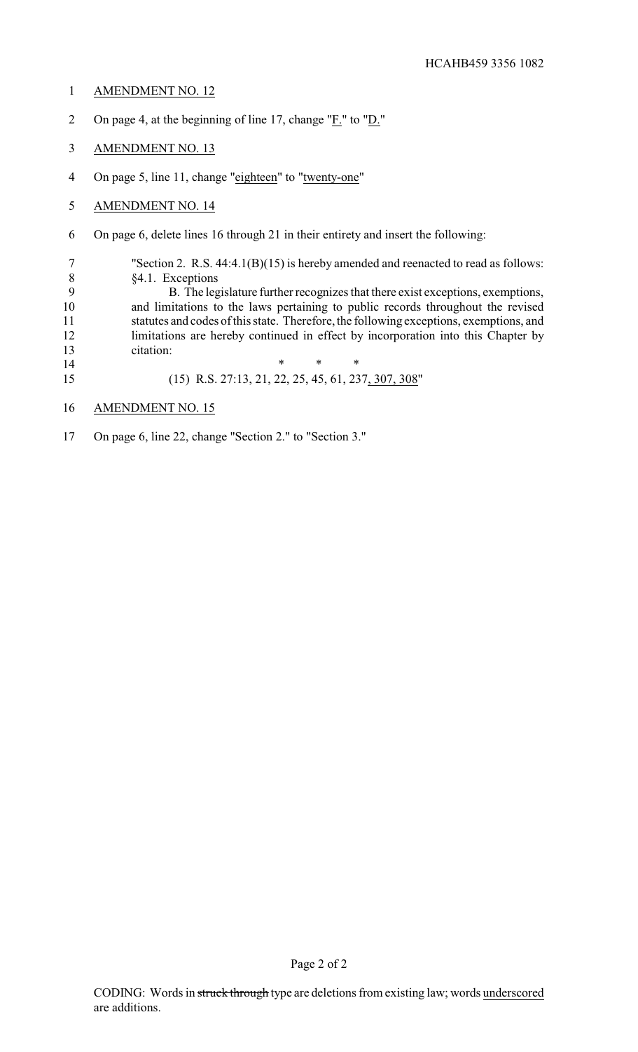AMENDMENT NO. 12

On page 4, at the beginning of line 17, change "F." to "D."

AMENDMENT NO. 13

On page 5, line 11, change "eighteen" to "twenty-one"

AMENDMENT NO. 14

On page 6, delete lines 16 through 21 in their entirety and insert the following:

"Section 2. R.S. 44:4.1(B)(15) is hereby amended and reenacted to read as follows:

§4.1. Exceptions

B. The legislature further recognizes that there exist exceptions, exemptions, and limitations to the laws pertaining to public records throughout the revised statutes and codes of this state. Therefore, the following exceptions, exemptions, and limitations are hereby continued in effect by incorporation into this Chapter by citation:

\* \* \*

(15) R.S. 27:13, 21, 22, 25, 45, 61, 237, 307, 308"

AMENDMENT NO. 15

On page 6, line 22, change "Section 2." to "Section 3."